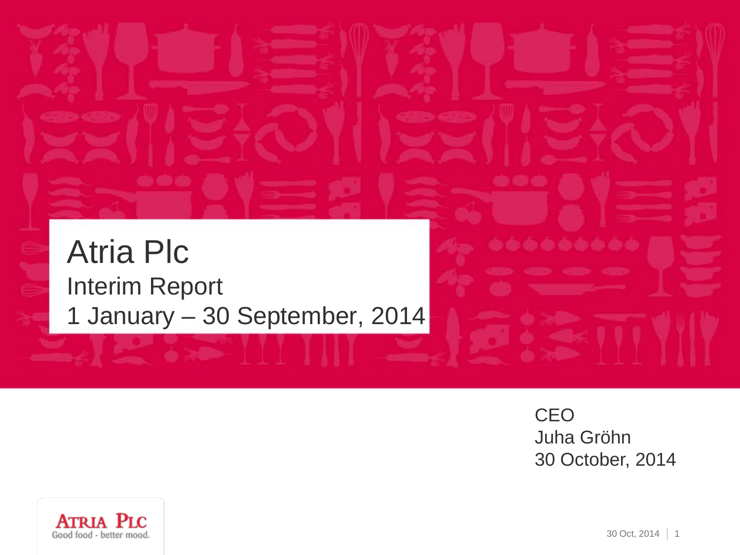# Atria Plc

## Interim Report

## 1 January – 30 September, 2014

CEO
Juha Gröhn
30 October, 2014

ATRIA PLC
Good food - better mood.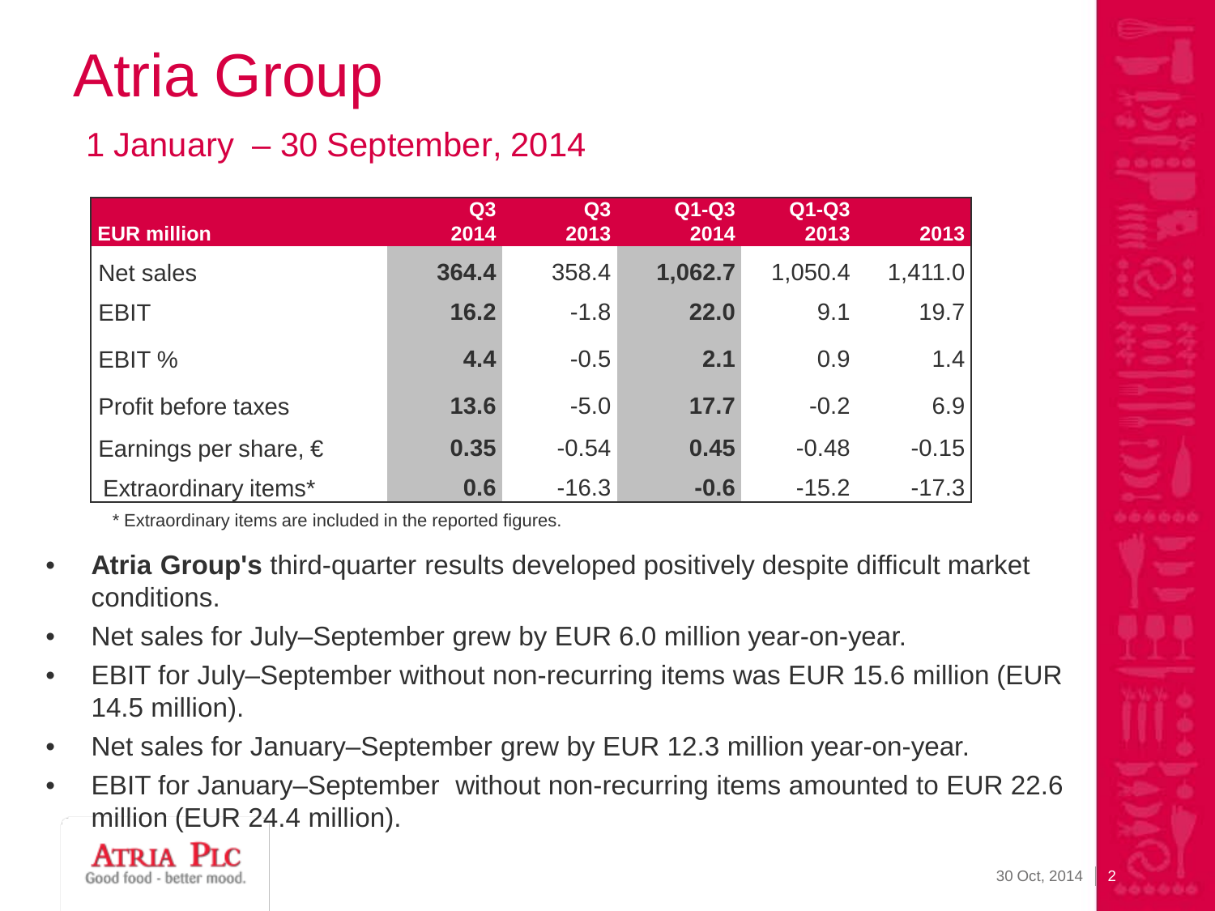# Atria Group

## 1 January – 30 September, 2014

| EUR million | Q3 2014 | Q3 2013 | Q1-Q3 2014 | Q1-Q3 2013 | 2013 |
|---|---|---|---|---|---|
| Net sales | **364.4** | 358.4 | **1,062.7** | 1,050.4 | 1,411.0 |
| EBIT | **16.2** | -1.8 | **22.0** | 9.1 | 19.7 |
| EBIT % | **4.4** | -0.5 | **2.1** | 0.9 | 1.4 |
| Profit before taxes | **13.6** | -5.0 | **17.7** | -0.2 | 6.9 |
| Earnings per share, € | **0.35** | -0.54 | **0.45** | -0.48 | -0.15 |
| Extraordinary items* | **0.6** | -16.3 | **-0.6** | -15.2 | -17.3 |

\* Extraordinary items are included in the reported figures.

- **Atria Group's** third-quarter results developed positively despite difficult market conditions.
- Net sales for July–September grew by EUR 6.0 million year-on-year.
- EBIT for July–September without non-recurring items was EUR 15.6 million (EUR 14.5 million).
- Net sales for January–September grew by EUR 12.3 million year-on-year.
- EBIT for January–September without non-recurring items amounted to EUR 22.6 million (EUR 24.4 million).

ATRIA PLC
Good food - better mood.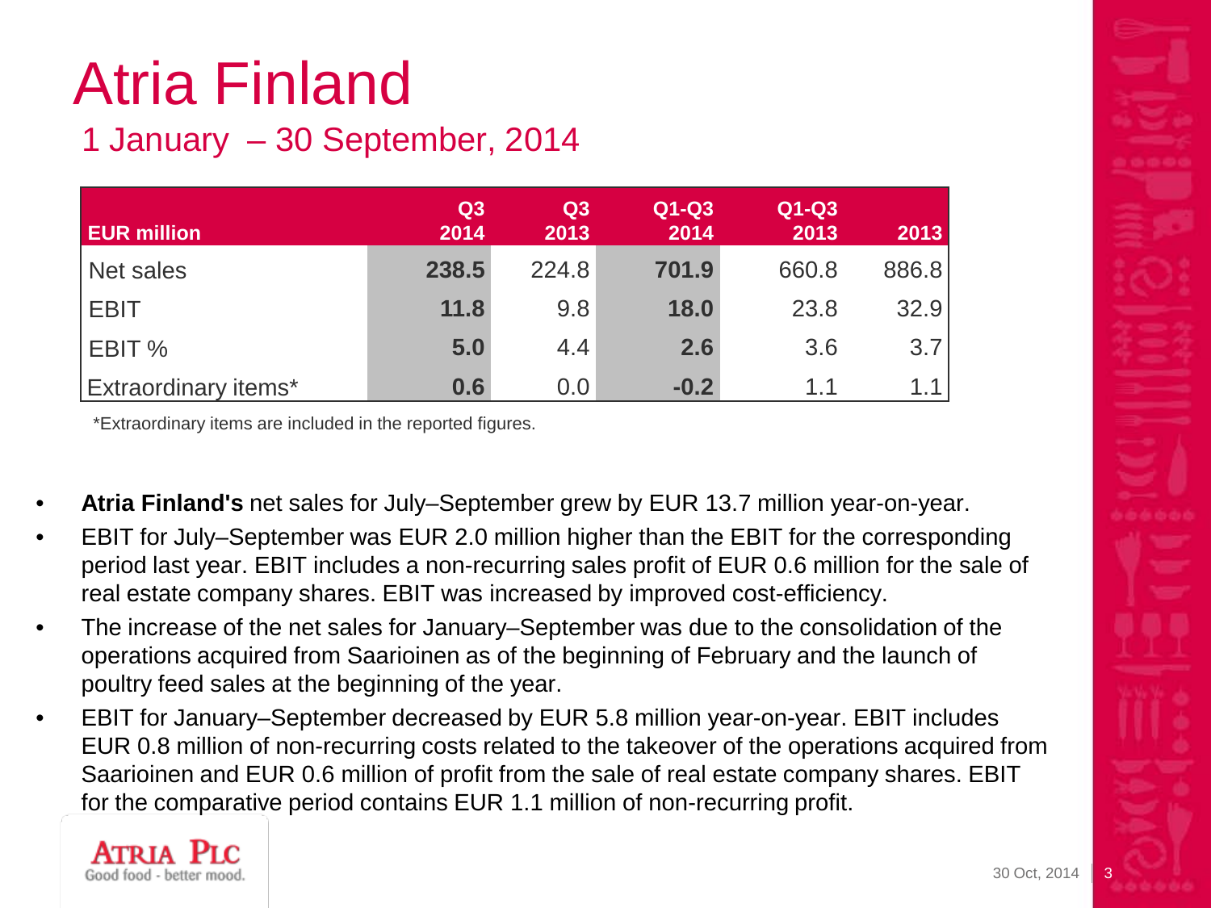# Atria Finland

## 1 January – 30 September, 2014

| EUR million | Q3 2014 | Q3 2013 | Q1-Q3 2014 | Q1-Q3 2013 | 2013 |
|---|---|---|---|---|---|
| Net sales | **238.5** | 224.8 | **701.9** | 660.8 | 886.8 |
| EBIT | **11.8** | 9.8 | **18.0** | 23.8 | 32.9 |
| EBIT % | **5.0** | 4.4 | **2.6** | 3.6 | 3.7 |
| Extraordinary items* | **0.6** | 0.0 | **-0.2** | 1.1 | 1.1 |

*Extraordinary items are included in the reported figures.

- **Atria Finland's** net sales for July–September grew by EUR 13.7 million year-on-year.
- EBIT for July–September was EUR 2.0 million higher than the EBIT for the corresponding period last year. EBIT includes a non-recurring sales profit of EUR 0.6 million for the sale of real estate company shares. EBIT was increased by improved cost-efficiency.
- The increase of the net sales for January–September was due to the consolidation of the operations acquired from Saarioinen as of the beginning of February and the launch of poultry feed sales at the beginning of the year.
- EBIT for January–September decreased by EUR 5.8 million year-on-year. EBIT includes EUR 0.8 million of non-recurring costs related to the takeover of the operations acquired from Saarioinen and EUR 0.6 million of profit from the sale of real estate company shares. EBIT for the comparative period contains EUR 1.1 million of non-recurring profit.

ATRIA PLC
Good food - better mood.

30 Oct, 2014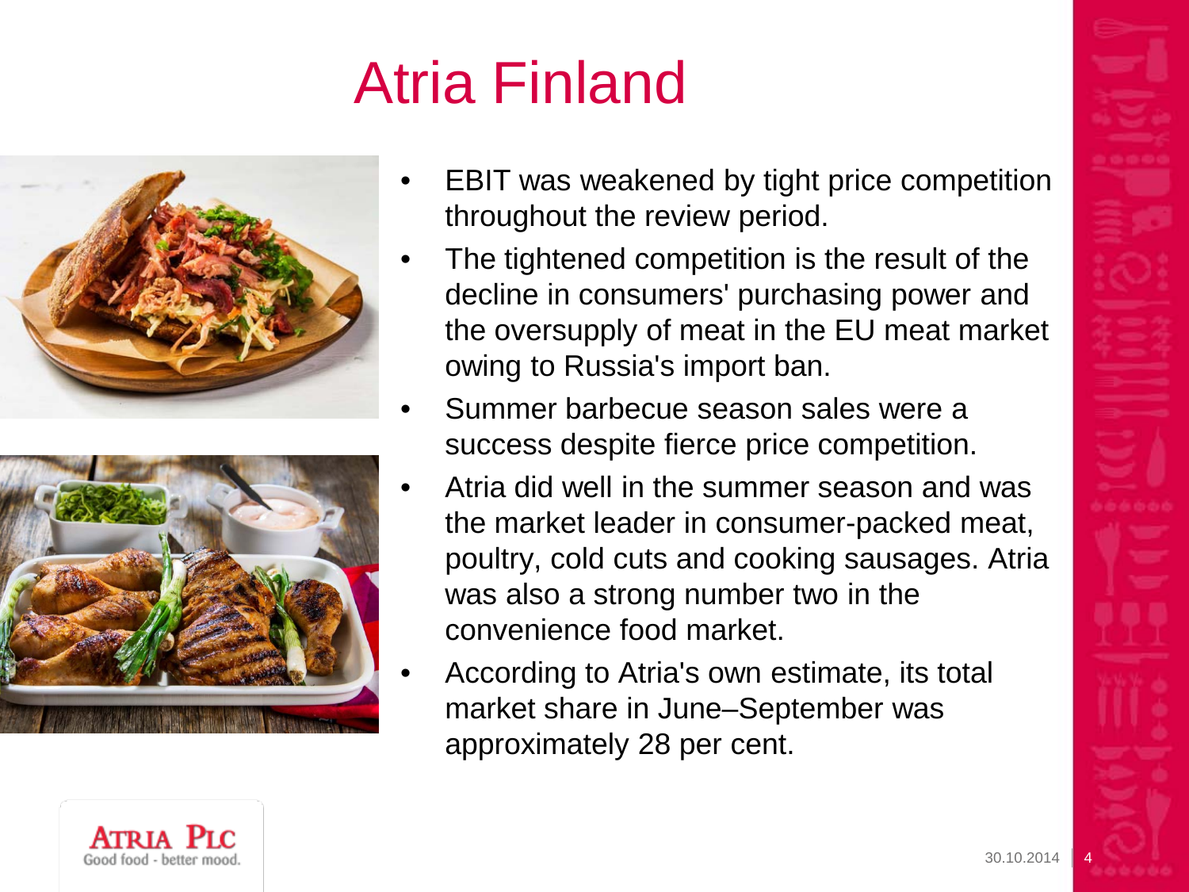# Atria Finland

- EBIT was weakened by tight price competition throughout the review period.
- The tightened competition is the result of the decline in consumers' purchasing power and the oversupply of meat in the EU meat market owing to Russia's import ban.
- Summer barbecue season sales were a success despite fierce price competition.
- Atria did well in the summer season and was the market leader in consumer-packed meat, poultry, cold cuts and cooking sausages. Atria was also a strong number two in the convenience food market.
- According to Atria's own estimate, its total market share in June–September was approximately 28 per cent.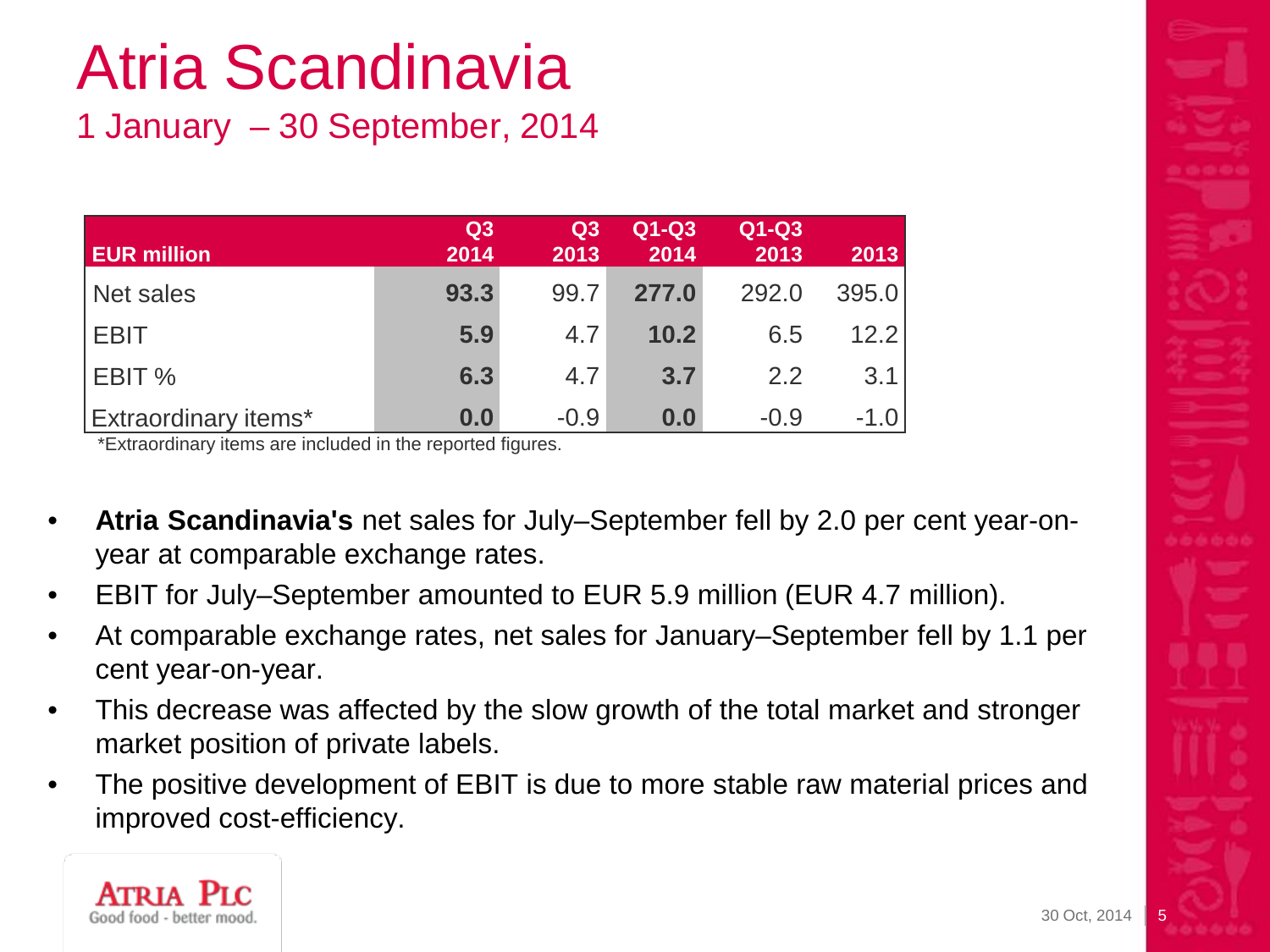# Atria Scandinavia

## 1 January – 30 September, 2014

| EUR million | Q3 2014 | Q3 2013 | Q1-Q3 2014 | Q1-Q3 2013 | 2013 |
|---|---|---|---|---|---|
| Net sales | **93.3** | 99.7 | **277.0** | 292.0 | 395.0 |
| EBIT | **5.9** | 4.7 | **10.2** | 6.5 | 12.2 |
| EBIT % | **6.3** | 4.7 | **3.7** | 2.2 | 3.1 |
| Extraordinary items* | **0.0** | -0.9 | **0.0** | -0.9 | -1.0 |

*Extraordinary items are included in the reported figures.

- **Atria Scandinavia's** net sales for July–September fell by 2.0 per cent year-on-year at comparable exchange rates.
- EBIT for July–September amounted to EUR 5.9 million (EUR 4.7 million).
- At comparable exchange rates, net sales for January–September fell by 1.1 per cent year-on-year.
- This decrease was affected by the slow growth of the total market and stronger market position of private labels.
- The positive development of EBIT is due to more stable raw material prices and improved cost-efficiency.

ATRIA PLC
Good food - better mood.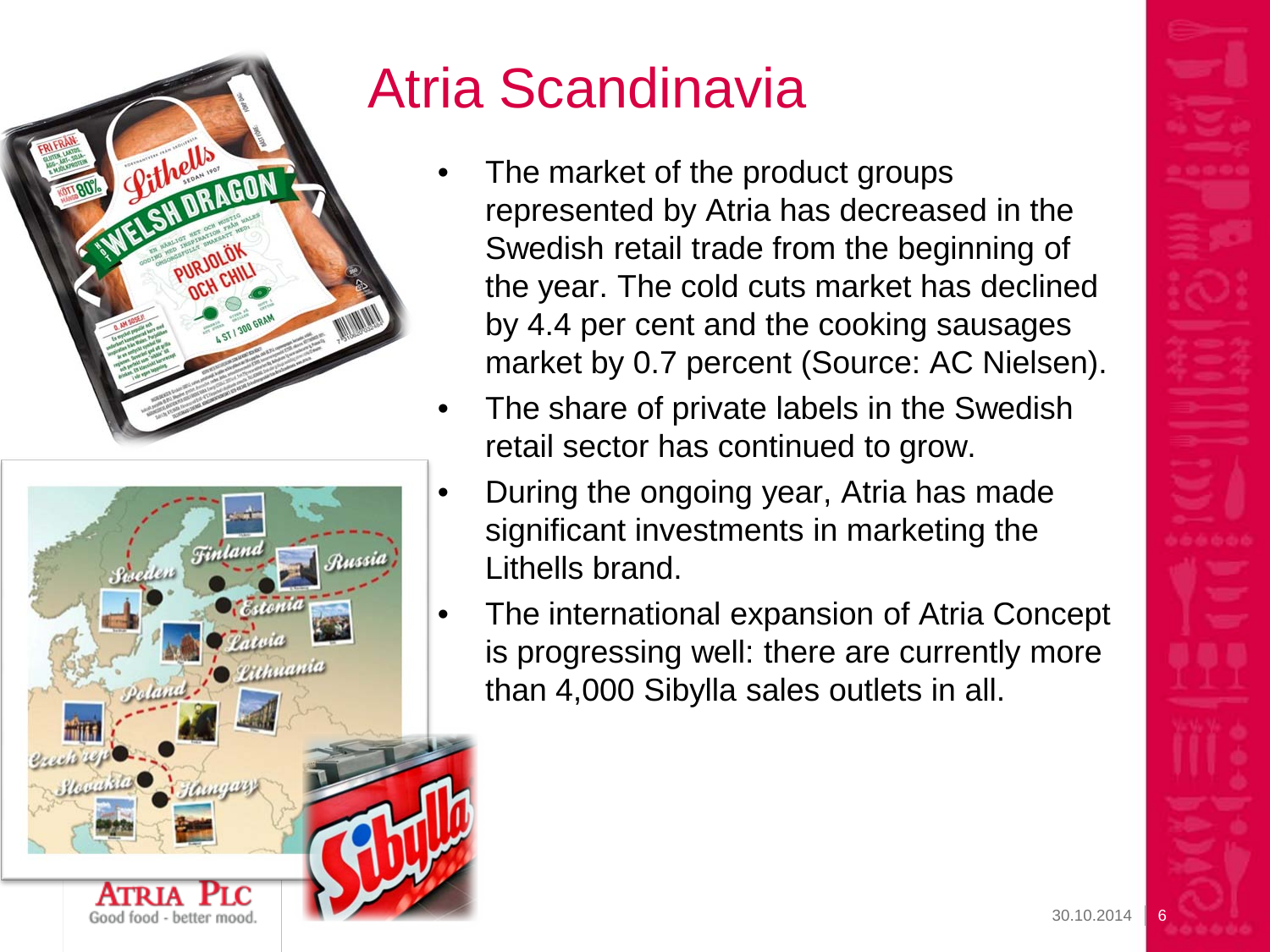# Atria Scandinavia

- The market of the product groups represented by Atria has decreased in the Swedish retail trade from the beginning of the year. The cold cuts market has declined by 4.4 per cent and the cooking sausages market by 0.7 percent (Source: AC Nielsen).
- The share of private labels in the Swedish retail sector has continued to grow.
- During the ongoing year, Atria has made significant investments in marketing the Lithells brand.
- The international expansion of Atria Concept is progressing well: there are currently more than 4,000 Sibylla sales outlets in all.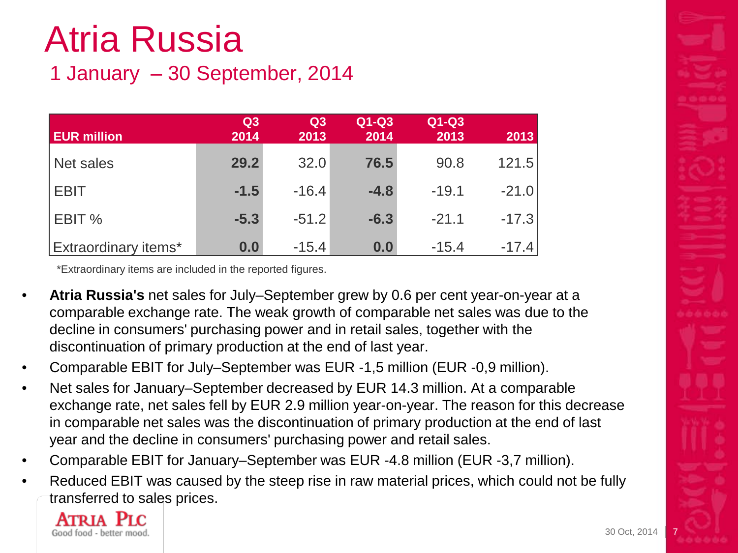# Atria Russia

## 1 January – 30 September, 2014

| EUR million | Q3 2014 | Q3 2013 | Q1-Q3 2014 | Q1-Q3 2013 | 2013 |
|---|---|---|---|---|---|
| Net sales | **29.2** | 32.0 | **76.5** | 90.8 | 121.5 |
| EBIT | **-1.5** | -16.4 | **-4.8** | -19.1 | -21.0 |
| EBIT % | **-5.3** | -51.2 | **-6.3** | -21.1 | -17.3 |
| Extraordinary items* | **0.0** | -15.4 | **0.0** | -15.4 | -17.4 |

*Extraordinary items are included in the reported figures.

- **Atria Russia's** net sales for July–September grew by 0.6 per cent year-on-year at a comparable exchange rate. The weak growth of comparable net sales was due to the decline in consumers' purchasing power and in retail sales, together with the discontinuation of primary production at the end of last year.
- Comparable EBIT for July–September was EUR -1,5 million (EUR -0,9 million).
- Net sales for January–September decreased by EUR 14.3 million. At a comparable exchange rate, net sales fell by EUR 2.9 million year-on-year. The reason for this decrease in comparable net sales was the discontinuation of primary production at the end of last year and the decline in consumers' purchasing power and retail sales.
- Comparable EBIT for January–September was EUR -4.8 million (EUR -3,7 million).
- Reduced EBIT was caused by the steep rise in raw material prices, which could not be fully transferred to sales prices.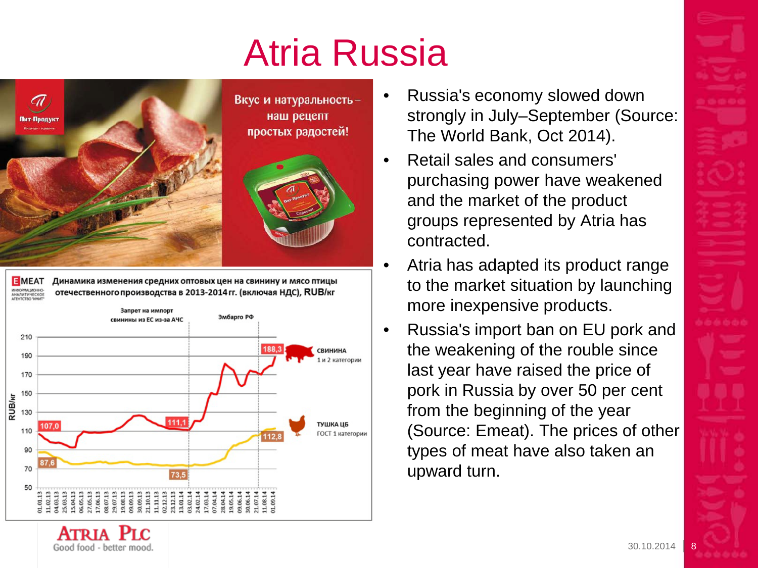# Atria Russia

Вкус и натуральность – наш рецепт простых радостей!

**EMEAT** Динамика изменения средних оптовых цен на свинину и мясо птицы отечественного производства в 2013-2014 гг. (включая НДС), RUB/кг

- Russia's economy slowed down strongly in July–September (Source: The World Bank, Oct 2014).
- Retail sales and consumers' purchasing power have weakened and the market of the product groups represented by Atria has contracted.
- Atria has adapted its product range to the market situation by launching more inexpensive products.
- Russia's import ban on EU pork and the weakening of the rouble since last year have raised the price of pork in Russia by over 50 per cent from the beginning of the year (Source: Emeat). The prices of other types of meat have also taken an upward turn.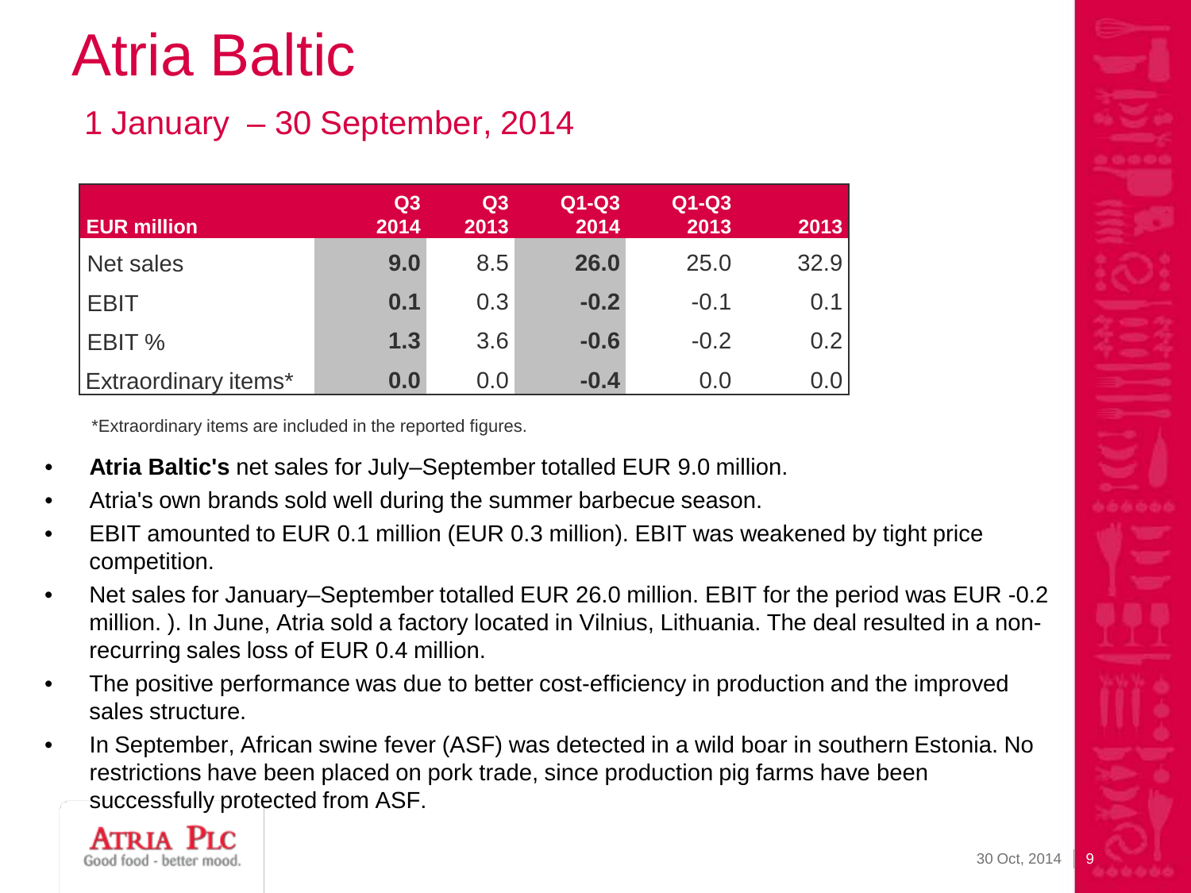# Atria Baltic

## 1 January – 30 September, 2014

| EUR million | Q3 2014 | Q3 2013 | Q1-Q3 2014 | Q1-Q3 2013 | 2013 |
|---|---|---|---|---|---|
| Net sales | **9.0** | 8.5 | **26.0** | 25.0 | 32.9 |
| EBIT | **0.1** | 0.3 | **-0.2** | -0.1 | 0.1 |
| EBIT % | **1.3** | 3.6 | **-0.6** | -0.2 | 0.2 |
| Extraordinary items* | **0.0** | 0.0 | **-0.4** | 0.0 | 0.0 |

*Extraordinary items are included in the reported figures.

- **Atria Baltic's** net sales for July–September totalled EUR 9.0 million.
- Atria's own brands sold well during the summer barbecue season.
- EBIT amounted to EUR 0.1 million (EUR 0.3 million). EBIT was weakened by tight price competition.
- Net sales for January–September totalled EUR 26.0 million. EBIT for the period was EUR -0.2 million. ). In June, Atria sold a factory located in Vilnius, Lithuania. The deal resulted in a non-recurring sales loss of EUR 0.4 million.
- The positive performance was due to better cost-efficiency in production and the improved sales structure.
- In September, African swine fever (ASF) was detected in a wild boar in southern Estonia. No restrictions have been placed on pork trade, since production pig farms have been successfully protected from ASF.

ATRIA PLC
Good food - better mood.

30 Oct, 2014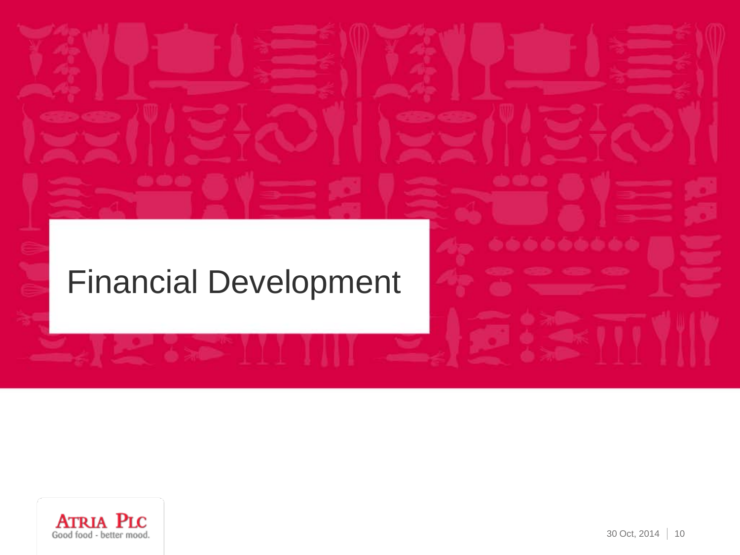# Financial Development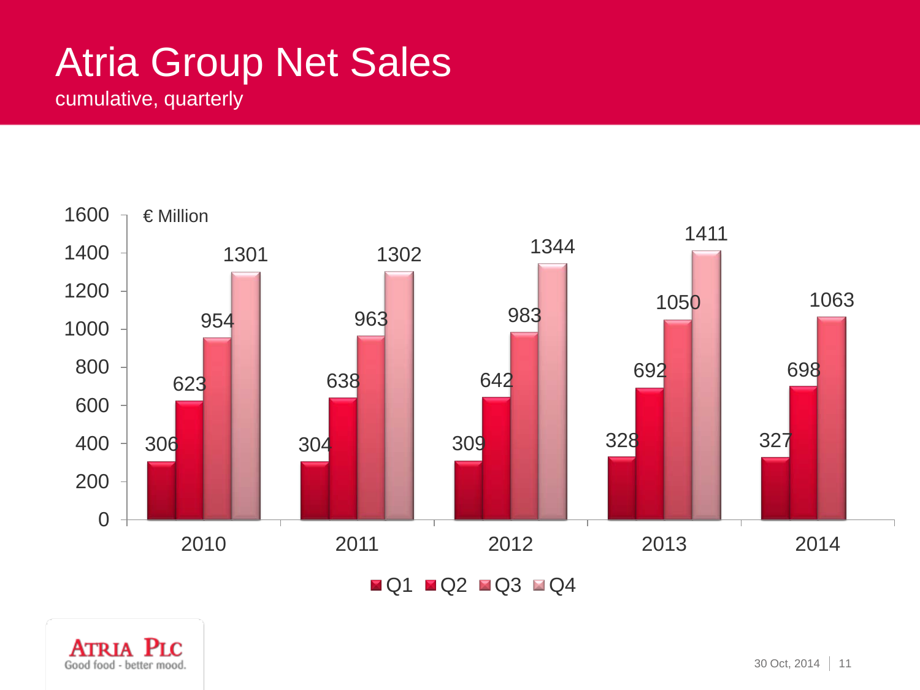# Atria Group Net Sales

cumulative, quarterly

€ Million

| | Q1 | Q2 | Q3 | Q4 |
|---|---|---|---|---|
| 2010 | 306 | 623 | 954 | 1301 |
| 2011 | 304 | 638 | 963 | 1302 |
| 2012 | 309 | 642 | 983 | 1344 |
| 2013 | 328 | 692 | 1050 | 1411 |
| 2014 | 327 | 698 | 1063 | |

ATRIA PLC
Good food - better mood.

30 Oct, 2014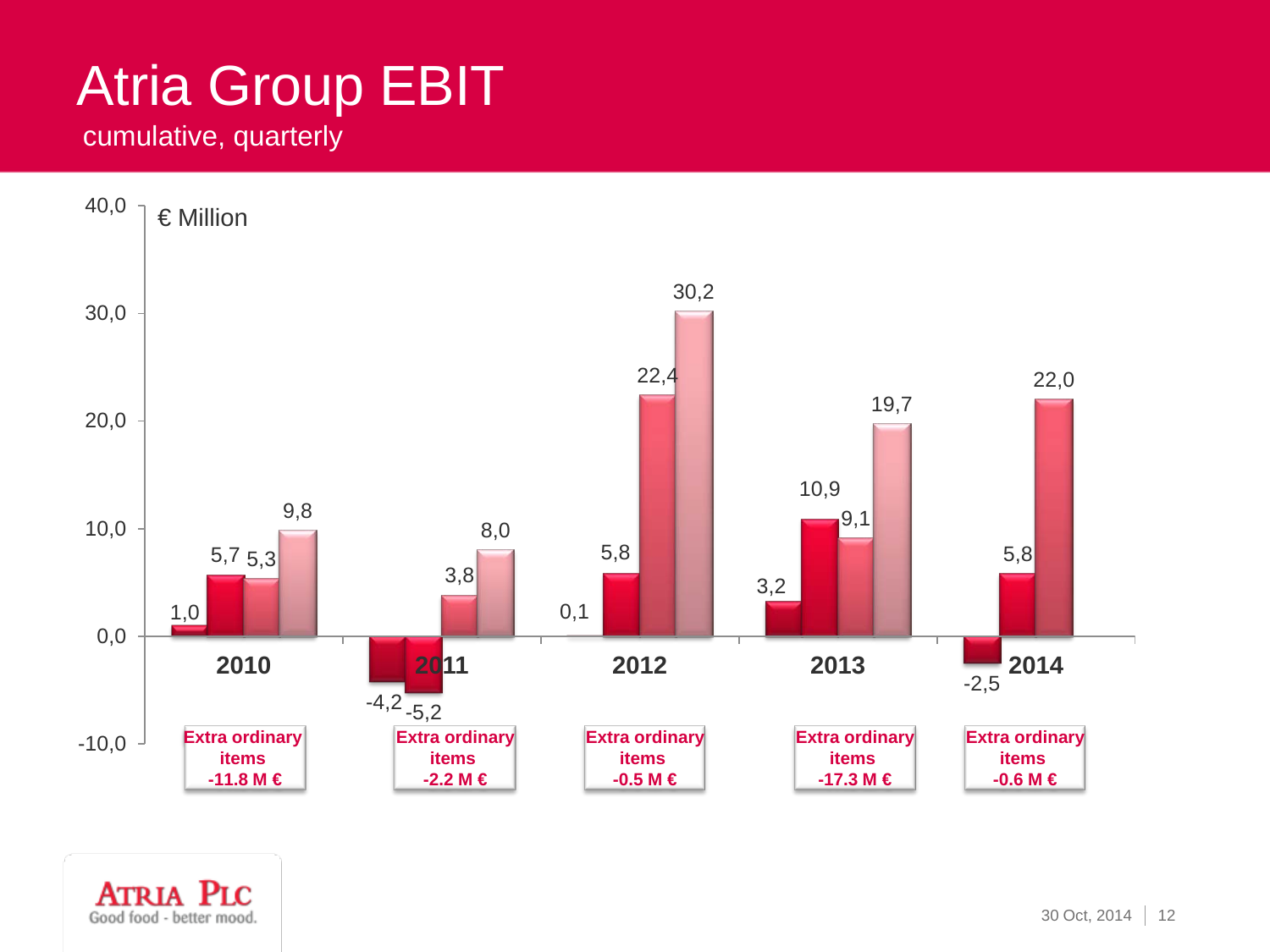# Atria Group EBIT

cumulative, quarterly

€ Million

| Year | Q1 | Q2 | Q3 | Q4 | Extra ordinary items |
| --- | --- | --- | --- | --- | --- |
| 2010 | 1,0 | 5,7 | 5,3 | 9,8 | -11.8 M € |
| 2011 | -4,2 | -5,2 | 3,8 | 8,0 | -2.2 M € |
| 2012 | 0,1 | 5,8 | 22,4 | 30,2 | -0.5 M € |
| 2013 | 3,2 | 10,9 | 9,1 | 19,7 | -17.3 M € |
| 2014 | -2,5 | 5,8 | 22,0 | | -0.6 M € |

ATRIA PLC
Good food - better mood.

30 Oct, 2014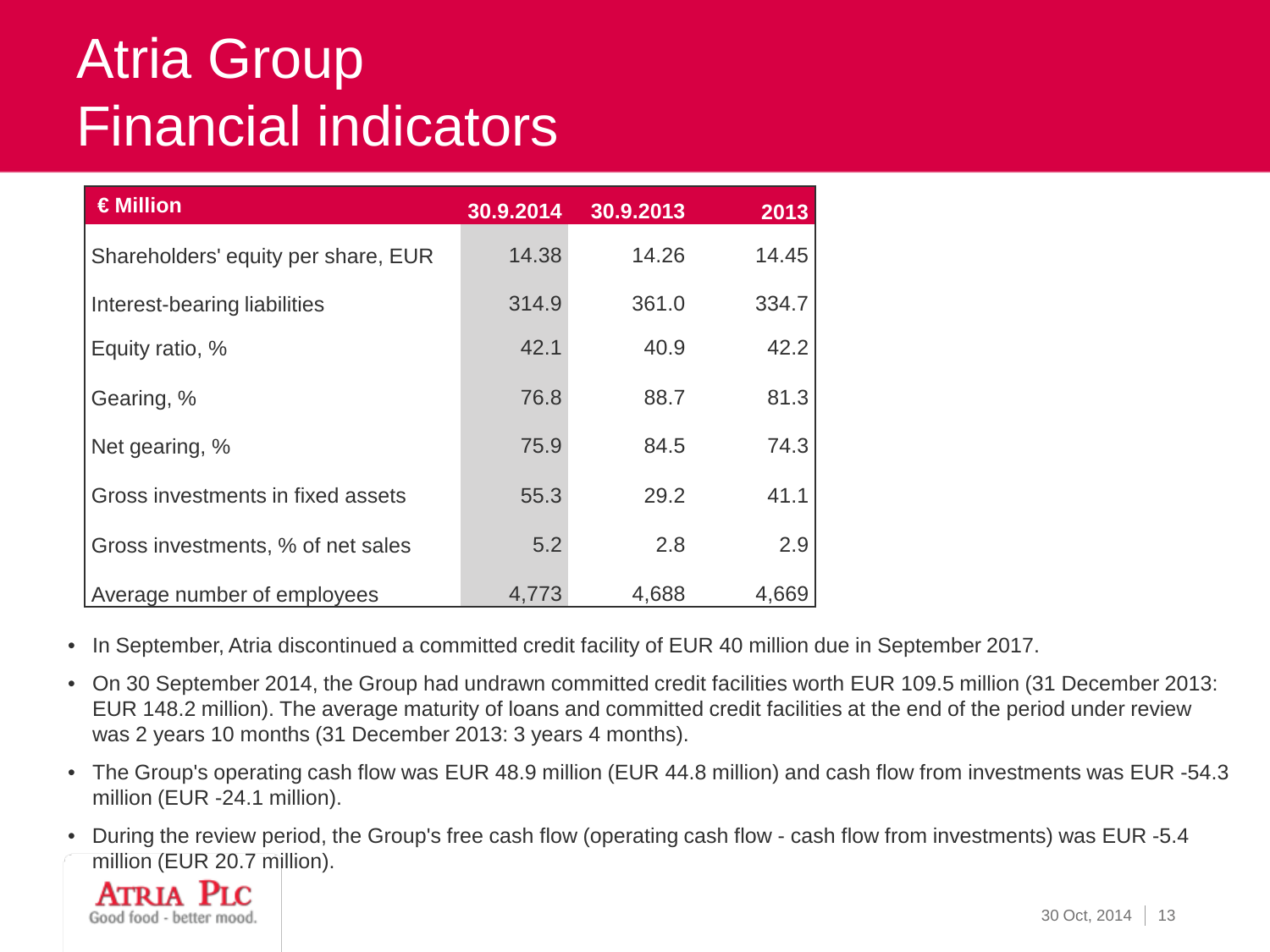# Atria Group
# Financial indicators

| € Million | 30.9.2014 | 30.9.2013 | 2013 |
|---|---|---|---|
| Shareholders' equity per share, EUR | 14.38 | 14.26 | 14.45 |
| Interest-bearing liabilities | 314.9 | 361.0 | 334.7 |
| Equity ratio, % | 42.1 | 40.9 | 42.2 |
| Gearing, % | 76.8 | 88.7 | 81.3 |
| Net gearing, % | 75.9 | 84.5 | 74.3 |
| Gross investments in fixed assets | 55.3 | 29.2 | 41.1 |
| Gross investments, % of net sales | 5.2 | 2.8 | 2.9 |
| Average number of employees | 4,773 | 4,688 | 4,669 |

- In September, Atria discontinued a committed credit facility of EUR 40 million due in September 2017.
- On 30 September 2014, the Group had undrawn committed credit facilities worth EUR 109.5 million (31 December 2013: EUR 148.2 million). The average maturity of loans and committed credit facilities at the end of the period under review was 2 years 10 months (31 December 2013: 3 years 4 months).
- The Group's operating cash flow was EUR 48.9 million (EUR 44.8 million) and cash flow from investments was EUR -54.3 million (EUR -24.1 million).
- During the review period, the Group's free cash flow (operating cash flow - cash flow from investments) was EUR -5.4 million (EUR 20.7 million).

ATRIA PLC
Good food - better mood.

30 Oct, 2014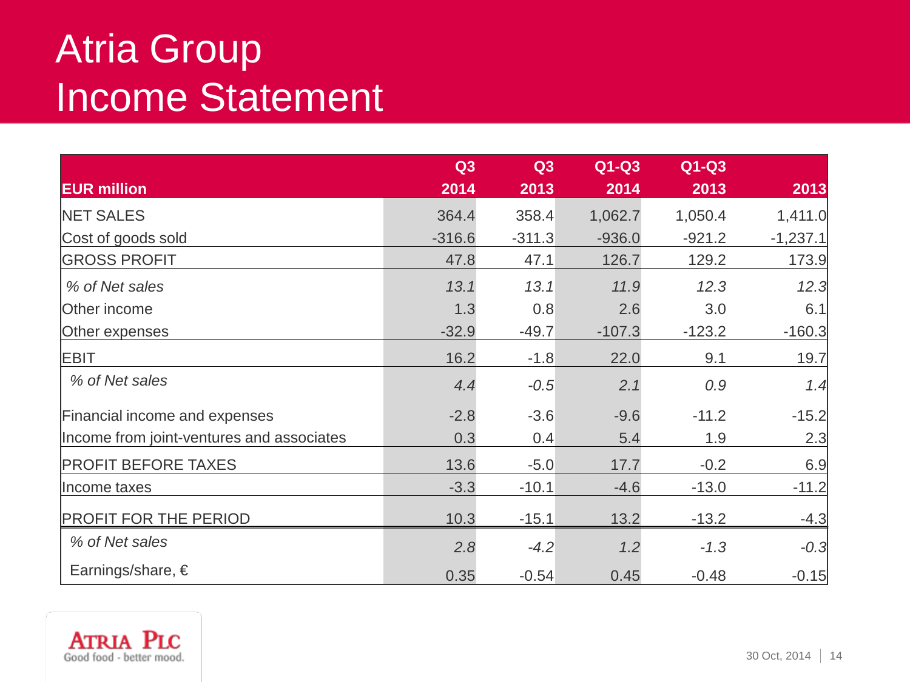# Atria Group
# Income Statement

| EUR million | Q3 2014 | Q3 2013 | Q1-Q3 2014 | Q1-Q3 2013 | 2013 |
|---|---|---|---|---|---|
| NET SALES | 364.4 | 358.4 | 1,062.7 | 1,050.4 | 1,411.0 |
| Cost of goods sold | -316.6 | -311.3 | -936.0 | -921.2 | -1,237.1 |
| GROSS PROFIT | 47.8 | 47.1 | 126.7 | 129.2 | 173.9 |
| *% of Net sales* | *13.1* | *13.1* | *11.9* | *12.3* | *12.3* |
| Other income | 1.3 | 0.8 | 2.6 | 3.0 | 6.1 |
| Other expenses | -32.9 | -49.7 | -107.3 | -123.2 | -160.3 |
| EBIT | 16.2 | -1.8 | 22.0 | 9.1 | 19.7 |
| *% of Net sales* | *4.4* | *-0.5* | *2.1* | *0.9* | *1.4* |
| Financial income and expenses | -2.8 | -3.6 | -9.6 | -11.2 | -15.2 |
| Income from joint-ventures and associates | 0.3 | 0.4 | 5.4 | 1.9 | 2.3 |
| PROFIT BEFORE TAXES | 13.6 | -5.0 | 17.7 | -0.2 | 6.9 |
| Income taxes | -3.3 | -10.1 | -4.6 | -13.0 | -11.2 |
| PROFIT FOR THE PERIOD | 10.3 | -15.1 | 13.2 | -13.2 | -4.3 |
| *% of Net sales* | *2.8* | *-4.2* | *1.2* | *-1.3* | *-0.3* |
| Earnings/share, € | 0.35 | -0.54 | 0.45 | -0.48 | -0.15 |

ATRIA PLC
Good food - better mood.

30 Oct, 2014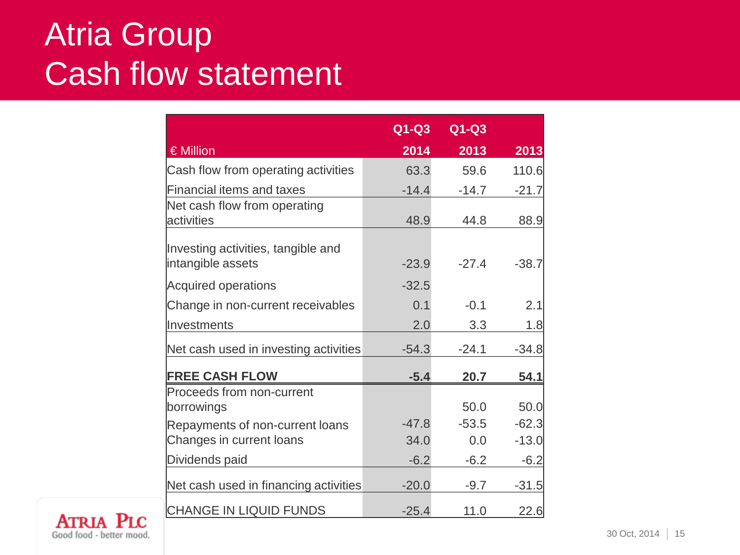# Atria Group
# Cash flow statement

| € Million | Q1-Q3 2014 | Q1-Q3 2013 | 2013 |
|---|---|---|---|
| Cash flow from operating activities | 63.3 | 59.6 | 110.6 |
| Financial items and taxes | -14.4 | -14.7 | -21.7 |
| Net cash flow from operating activities | 48.9 | 44.8 | 88.9 |
| Investing activities, tangible and intangible assets | -23.9 | -27.4 | -38.7 |
| Acquired operations | -32.5 | | |
| Change in non-current receivables | 0.1 | -0.1 | 2.1 |
| Investments | 2.0 | 3.3 | 1.8 |
| Net cash used in investing activities | -54.3 | -24.1 | -34.8 |
| **FREE CASH FLOW** | **-5.4** | **20.7** | **54.1** |
| Proceeds from non-current borrowings | | 50.0 | 50.0 |
| Repayments of non-current loans | -47.8 | -53.5 | -62.3 |
| Changes in current loans | 34.0 | 0.0 | -13.0 |
| Dividends paid | -6.2 | -6.2 | -6.2 |
| Net cash used in financing activities | -20.0 | -9.7 | -31.5 |
| CHANGE IN LIQUID FUNDS | -25.4 | 11.0 | 22.6 |

ATRIA PLC
Good food - better mood.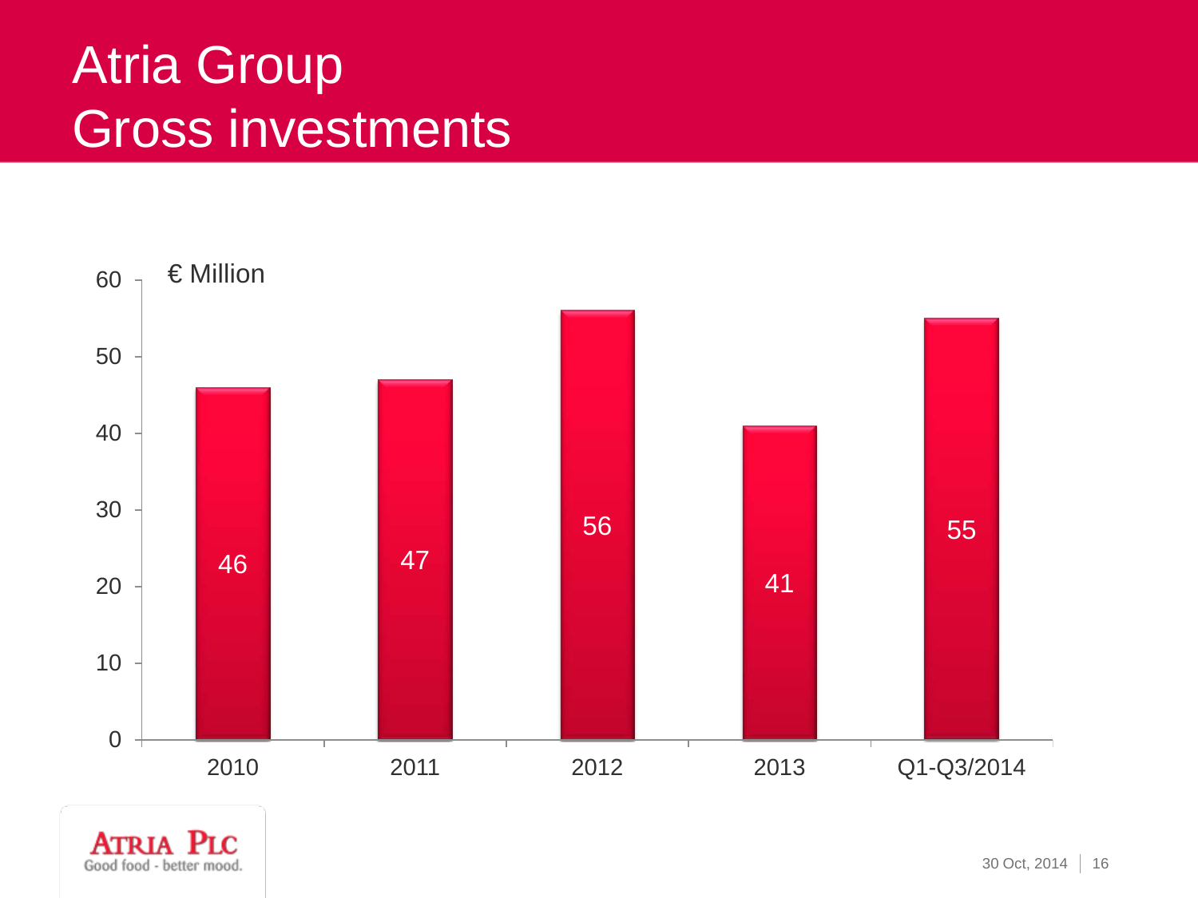# Atria Group
# Gross investments

€ Million

| | 2010 | 2011 | 2012 | 2013 | Q1-Q3/2014 |
|---|---|---|---|---|---|
| Gross investments | 46 | 47 | 56 | 41 | 55 |

ATRIA PLC
Good food - better mood.

30 Oct, 2014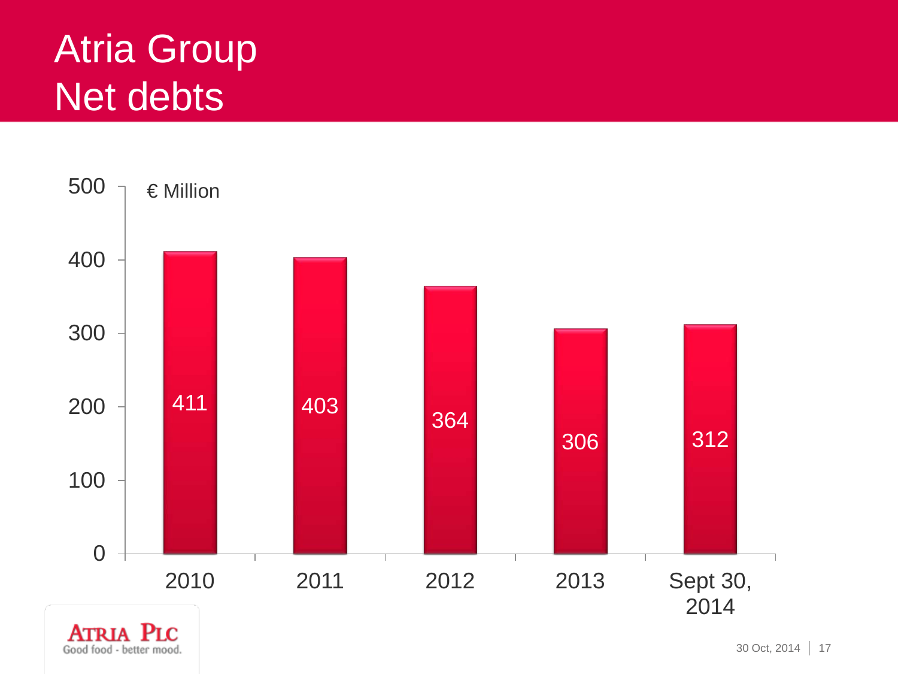# Atria Group
# Net debts

€ Million

| | 2010 | 2011 | 2012 | 2013 | Sept 30, 2014 |
|---|---|---|---|---|---|
| Net debts | 411 | 403 | 364 | 306 | 312 |

ATRIA PLC
Good food - better mood.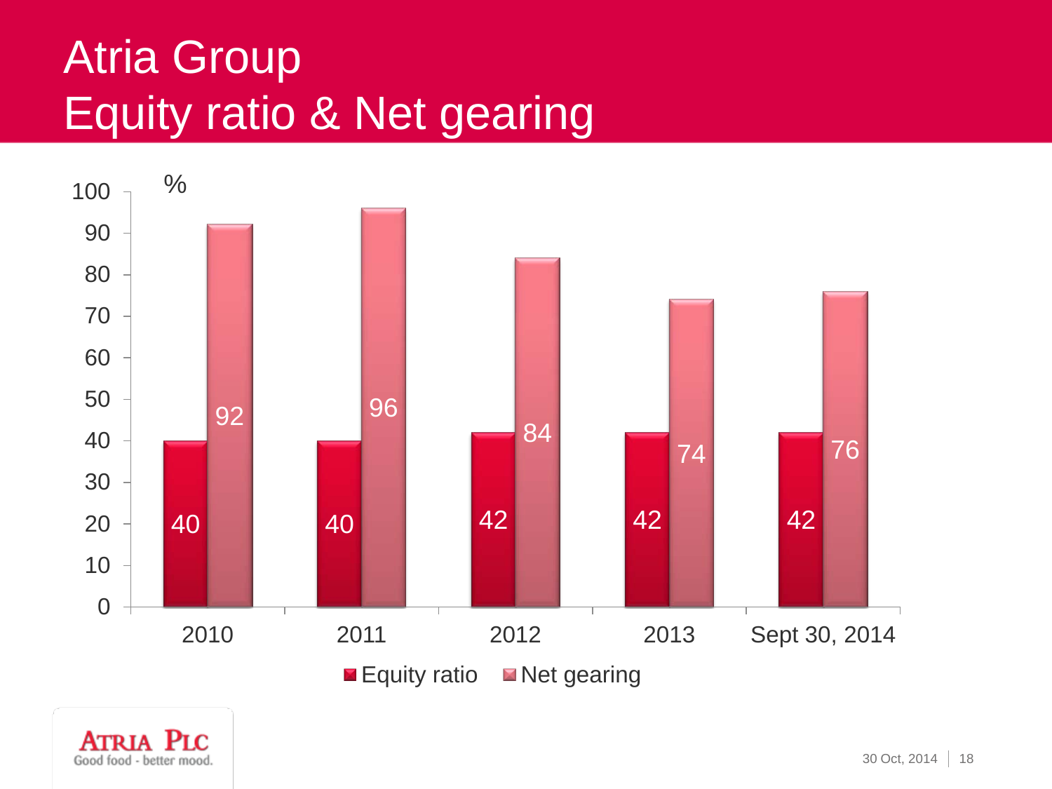# Atria Group
# Equity ratio & Net gearing

%

| | 2010 | 2011 | 2012 | 2013 | Sept 30, 2014 |
|---|---|---|---|---|---|
| Equity ratio | 40 | 40 | 42 | 42 | 42 |
| Net gearing | 92 | 96 | 84 | 74 | 76 |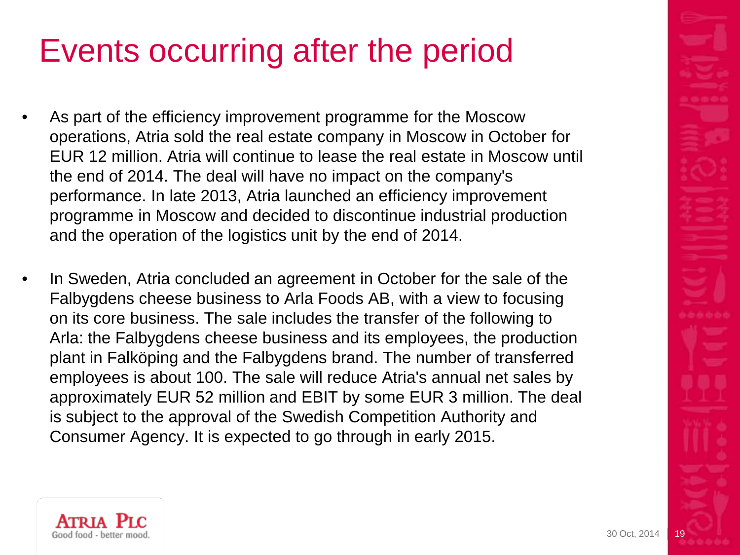# Events occurring after the period

- As part of the efficiency improvement programme for the Moscow operations, Atria sold the real estate company in Moscow in October for EUR 12 million. Atria will continue to lease the real estate in Moscow until the end of 2014. The deal will have no impact on the company's performance. In late 2013, Atria launched an efficiency improvement programme in Moscow and decided to discontinue industrial production and the operation of the logistics unit by the end of 2014.
- In Sweden, Atria concluded an agreement in October for the sale of the Falbygdens cheese business to Arla Foods AB, with a view to focusing on its core business. The sale includes the transfer of the following to Arla: the Falbygdens cheese business and its employees, the production plant in Falköping and the Falbygdens brand. The number of transferred employees is about 100. The sale will reduce Atria's annual net sales by approximately EUR 52 million and EBIT by some EUR 3 million. The deal is subject to the approval of the Swedish Competition Authority and Consumer Agency. It is expected to go through in early 2015.

ATRIA PLC
Good food - better mood.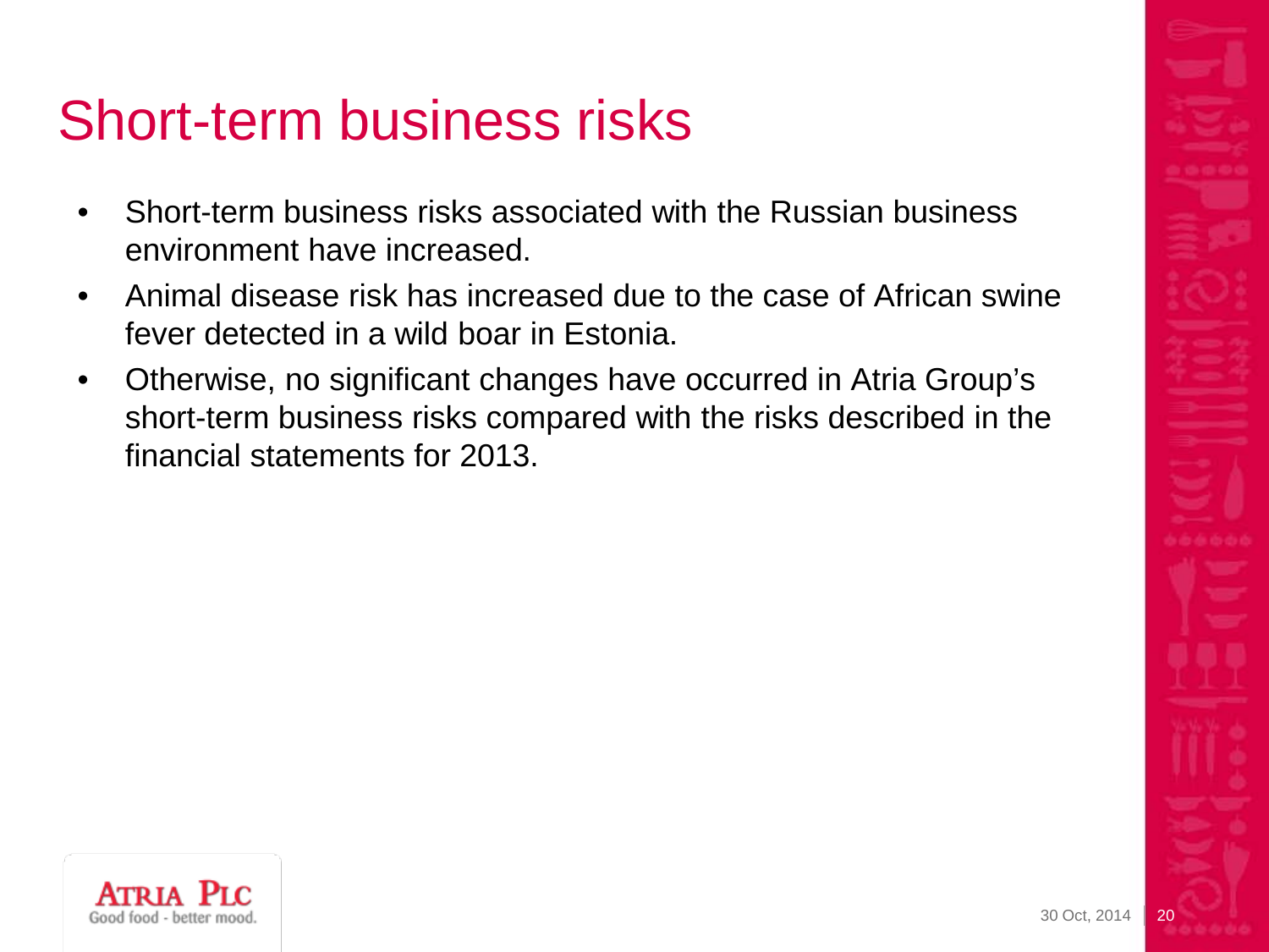# Short-term business risks

- Short-term business risks associated with the Russian business environment have increased.
- Animal disease risk has increased due to the case of African swine fever detected in a wild boar in Estonia.
- Otherwise, no significant changes have occurred in Atria Group's short-term business risks compared with the risks described in the financial statements for 2013.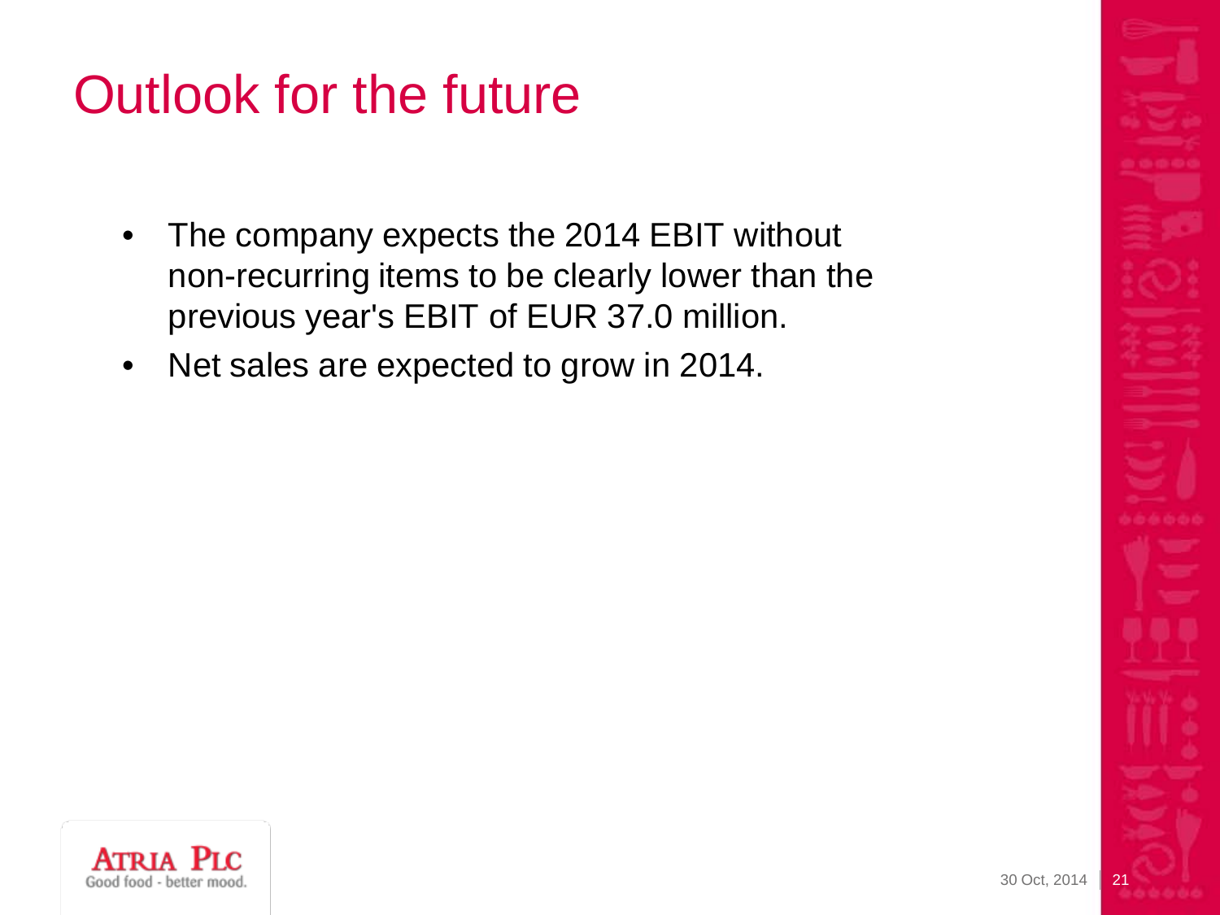# Outlook for the future

- The company expects the 2014 EBIT without non-recurring items to be clearly lower than the previous year's EBIT of EUR 37.0 million.
- Net sales are expected to grow in 2014.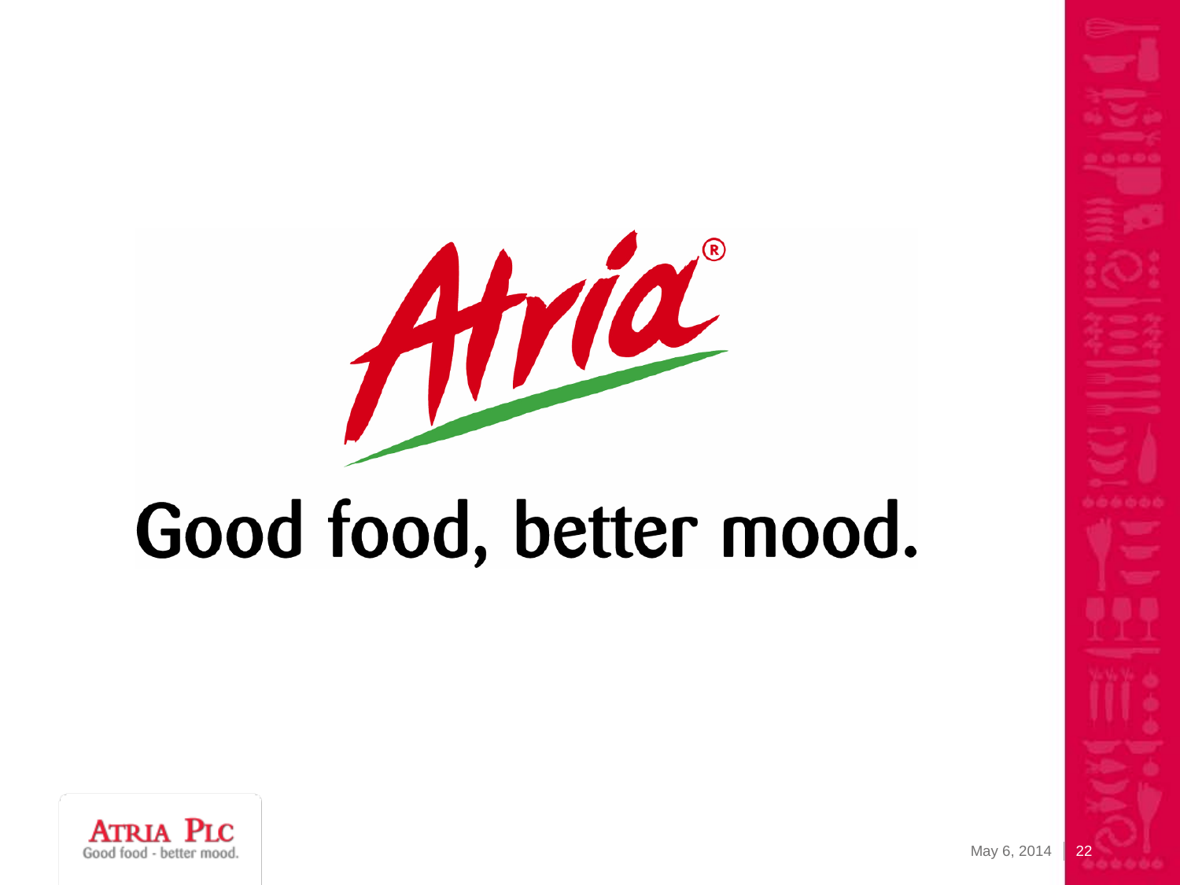Atria®

Good food, better mood.